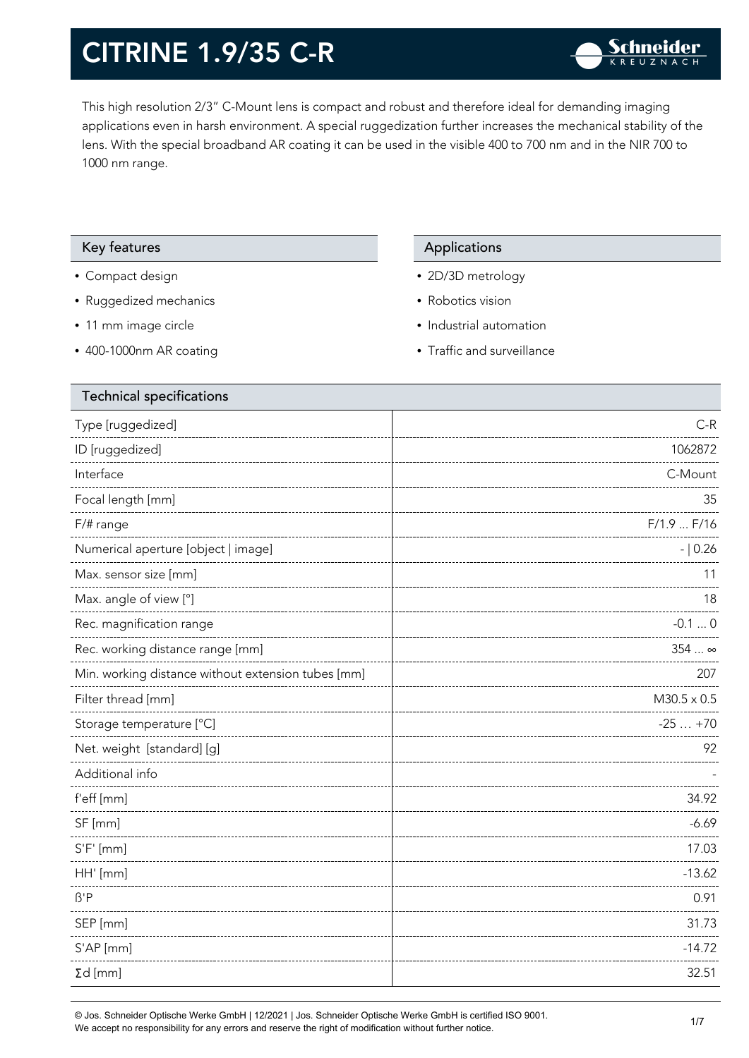# CITRINE 1.9/35 C-R

This high resolution 2/3" C-Mount lens is compact and robust and therefore ideal for demanding imaging applications even in harsh environment. A special ruggedization further increases the mechanical stability of the lens. With the special broadband AR coating it can be used in the visible 400 to 700 nm and in the NIR 700 to 1000 nm range.

## Key features

- Compact design
- Ruggedized mechanics
- 11 mm image circle
- 400-1000nm AR coating

## Applications

- 2D/3D metrology
- Robotics vision
- Industrial automation
- Traffic and surveillance

## Technical specifications

| Technical specifications | |
|---|---|
| Type [ruggedized] | C-R |
| ID [ruggedized] | 1062872 |
| Interface | C-Mount |
| Focal length [mm] | 35 |
| F/# range | F/1.9 ... F/16 |
| Numerical aperture [object \| image] | - \| 0.26 |
| Max. sensor size [mm] | 11 |
| Max. angle of view [°] | 18 |
| Rec. magnification range | -0.1 ... 0 |
| Rec. working distance range [mm] | 354 ... ∞ |
| Min. working distance without extension tubes [mm] | 207 |
| Filter thread [mm] | M30.5 x 0.5 |
| Storage temperature [°C] | -25 … +70 |
| Net. weight [standard] [g] | 92 |
| Additional info | - |
| f'eff [mm] | 34.92 |
| SF [mm] | -6.69 |
| S'F' [mm] | 17.03 |
| HH' [mm] | -13.62 |
| ß'P | 0.91 |
| SEP [mm] | 31.73 |
| S'AP [mm] | -14.72 |
| Σd [mm] | 32.51 |

© Jos. Schneider Optische Werke GmbH | 12/2021 | Jos. Schneider Optische Werke GmbH is certified ISO 9001.
We accept no responsibility for any errors and reserve the right of modification without further notice.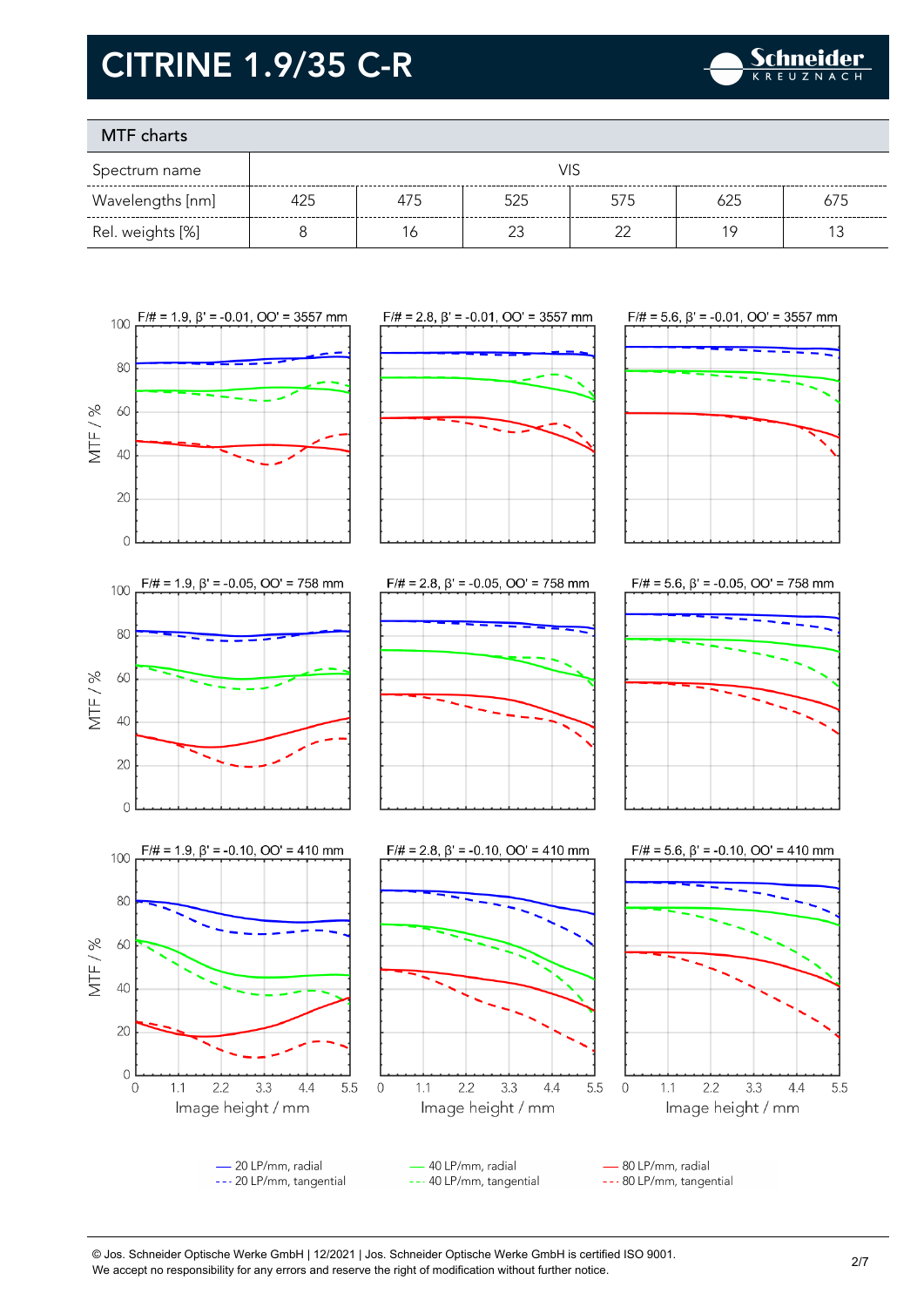# CITRINE 1.9/35 C-R

## MTF charts

| Spectrum name | VIS | | | | | |
|---|---|---|---|---|---|---|
| Wavelengths [nm] | 425 | 475 | 525 | 575 | 625 | 675 |
| Rel. weights [%] | 8 | 16 | 23 | 22 | 19 | 13 |

F/# = 1.9, β' = -0.01, OO' = 3557 mm

F/# = 2.8, β' = -0.01, OO' = 3557 mm

F/# = 5.6, β' = -0.01, OO' = 3557 mm

F/# = 1.9, β' = -0.05, OO' = 758 mm

F/# = 2.8, β' = -0.05, OO' = 758 mm

F/# = 5.6, β' = -0.05, OO' = 758 mm

F/# = 1.9, β' = -0.10, OO' = 410 mm

F/# = 2.8, β' = -0.10, OO' = 410 mm

F/# = 5.6, β' = -0.10, OO' = 410 mm

MTF / %

Image height / mm

— 20 LP/mm, radial
--- 20 LP/mm, tangential
— 40 LP/mm, radial
--- 40 LP/mm, tangential
— 80 LP/mm, radial
--- 80 LP/mm, tangential

© Jos. Schneider Optische Werke GmbH | 12/2021 | Jos. Schneider Optische Werke GmbH is certified ISO 9001.
We accept no responsibility for any errors and reserve the right of modification without further notice.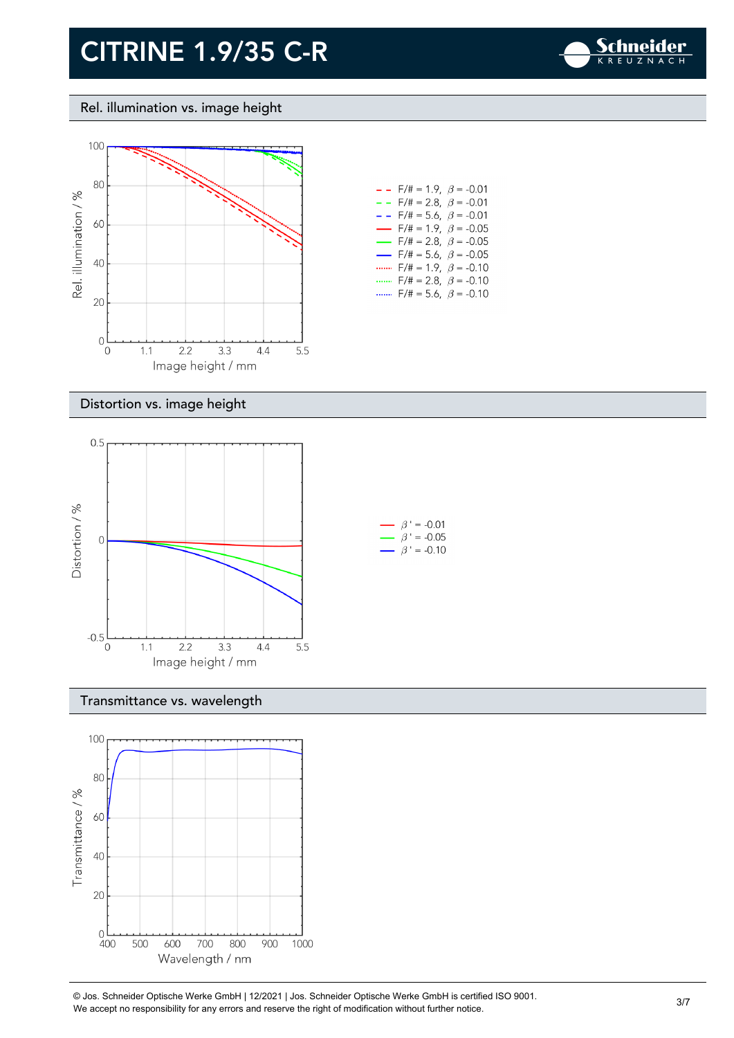# CITRINE 1.9/35 C-R

## Rel. illumination vs. image height

- F/# = 1.9, $\beta$ = -0.01
- F/# = 2.8, $\beta$ = -0.01
- F/# = 5.6, $\beta$ = -0.01
- F/# = 1.9, $\beta$ = -0.05
- F/# = 2.8, $\beta$ = -0.05
- F/# = 5.6, $\beta$ = -0.05
- F/# = 1.9, $\beta$ = -0.10
- F/# = 2.8, $\beta$ = -0.10
- F/# = 5.6, $\beta$ = -0.10

## Distortion vs. image height

- $\beta'$ = -0.01
- $\beta'$ = -0.05
- $\beta'$ = -0.10

## Transmittance vs. wavelength

© Jos. Schneider Optische Werke GmbH | 12/2021 | Jos. Schneider Optische Werke GmbH is certified ISO 9001.
We accept no responsibility for any errors and reserve the right of modification without further notice.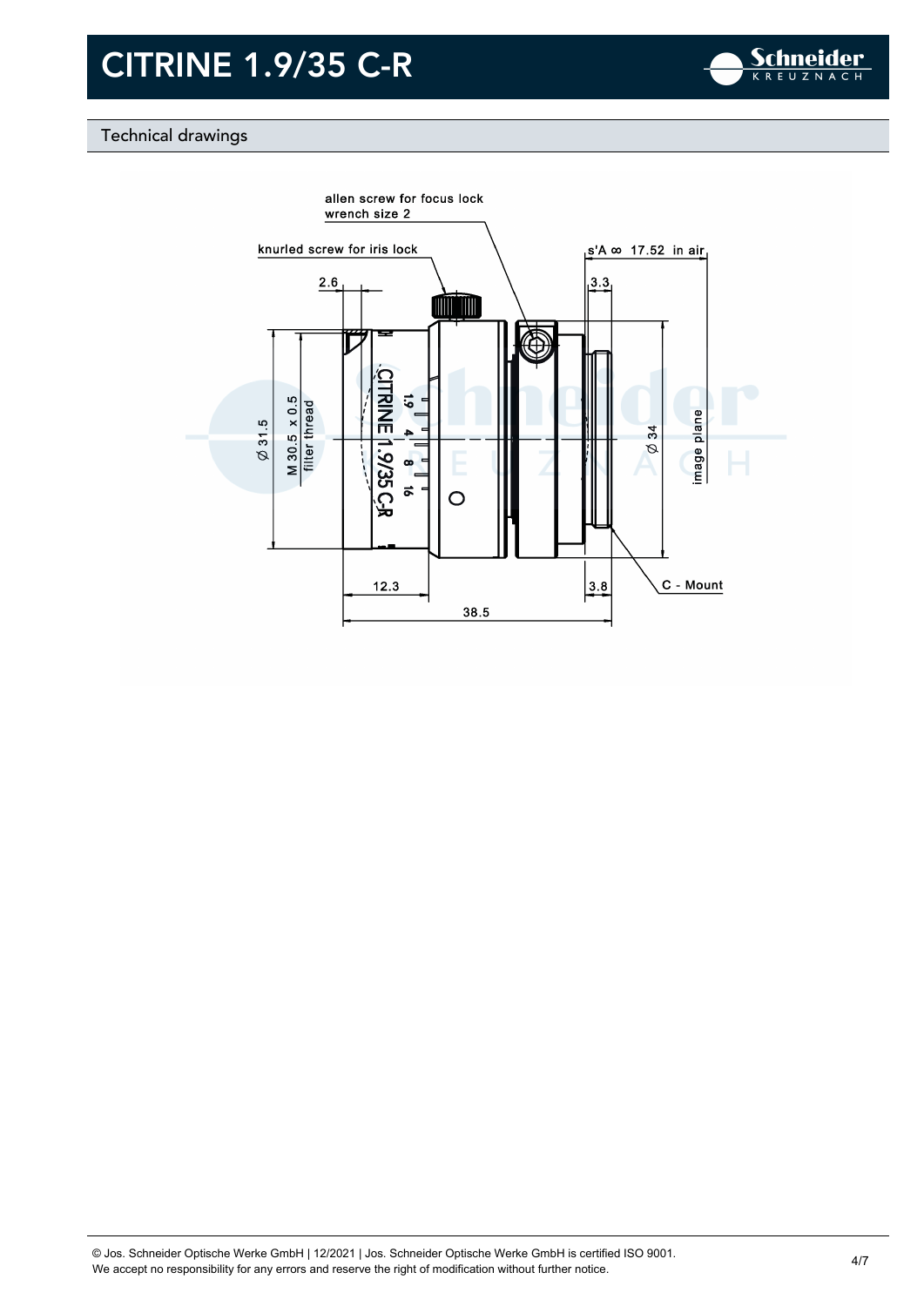# CITRINE 1.9/35 C-R

## Technical drawings

allen screw for focus lock
wrench size 2

knurled screw for iris lock

s'A ∞ 17.52 in air

2.6

3.3

Ø 31.5

M 30.5 x 0.5
filter thread

CITRINE 1.9/35 C-R

1.9 4 8 16

Ø 34

image plane

12.3

3.8

C - Mount

38.5

© Jos. Schneider Optische Werke GmbH | 12/2021 | Jos. Schneider Optische Werke GmbH is certified ISO 9001.
We accept no responsibility for any errors and reserve the right of modification without further notice.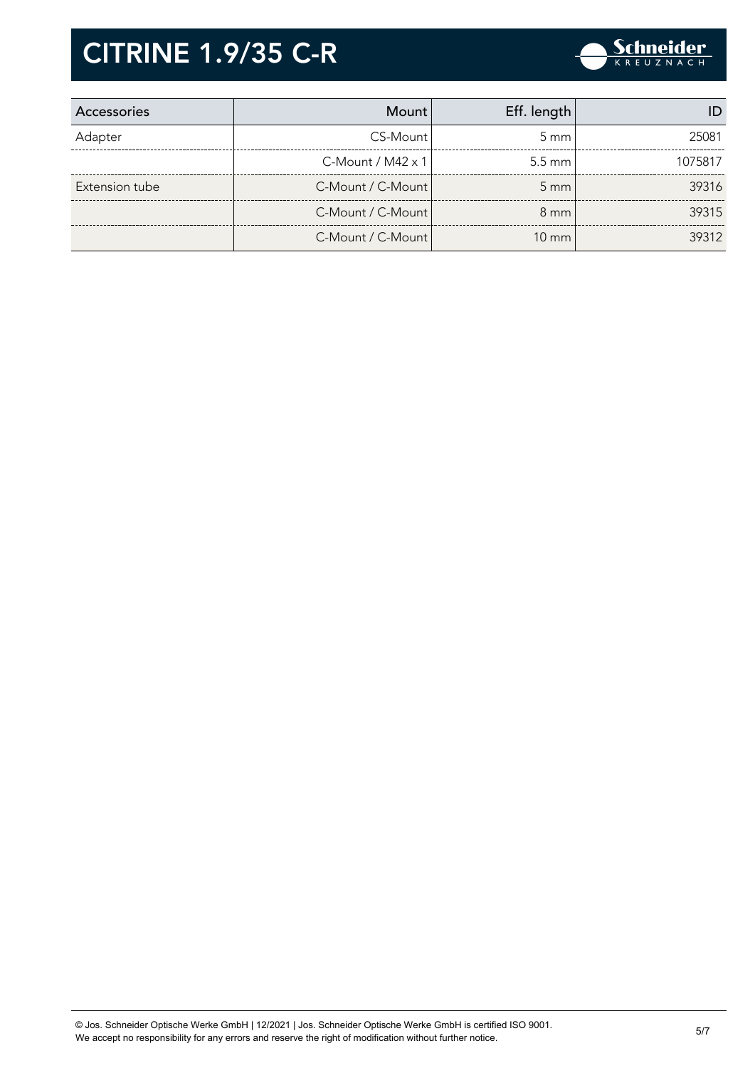# CITRINE 1.9/35 C-R

| Accessories | Mount | Eff. length | ID |
|---|---|---|---|
| Adapter | CS-Mount | 5 mm | 25081 |
| | C-Mount / M42 x 1 | 5.5 mm | 1075817 |
| Extension tube | C-Mount / C-Mount | 5 mm | 39316 |
| | C-Mount / C-Mount | 8 mm | 39315 |
| | C-Mount / C-Mount | 10 mm | 39312 |

© Jos. Schneider Optische Werke GmbH | 12/2021 | Jos. Schneider Optische Werke GmbH is certified ISO 9001.
We accept no responsibility for any errors and reserve the right of modification without further notice.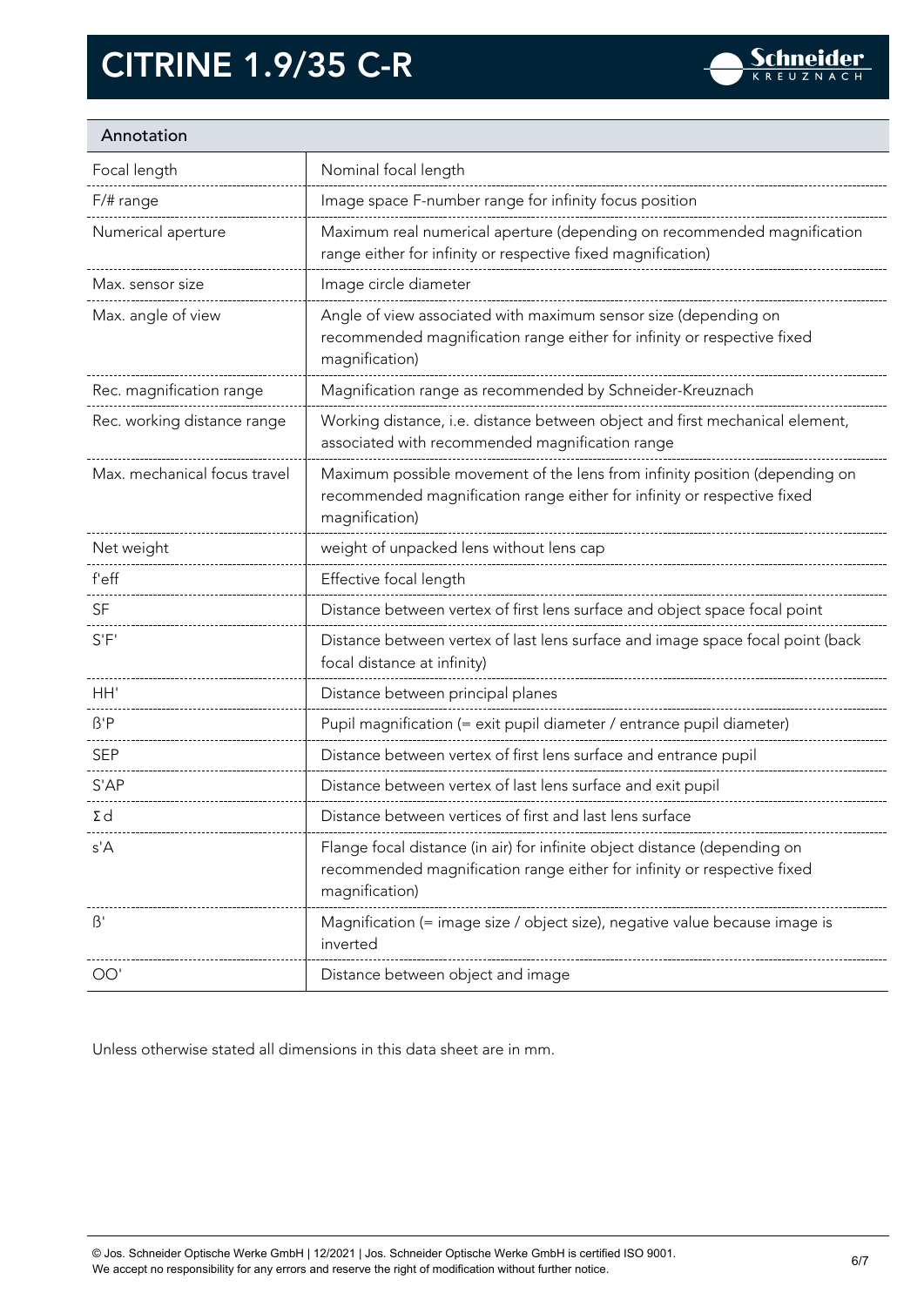# CITRINE 1.9/35 C-R

Schneider KREUZNACH

| Annotation | |
|---|---|
| Focal length | Nominal focal length |
| F/# range | Image space F-number range for infinity focus position |
| Numerical aperture | Maximum real numerical aperture (depending on recommended magnification range either for infinity or respective fixed magnification) |
| Max. sensor size | Image circle diameter |
| Max. angle of view | Angle of view associated with maximum sensor size (depending on recommended magnification range either for infinity or respective fixed magnification) |
| Rec. magnification range | Magnification range as recommended by Schneider-Kreuznach |
| Rec. working distance range | Working distance, i.e. distance between object and first mechanical element, associated with recommended magnification range |
| Max. mechanical focus travel | Maximum possible movement of the lens from infinity position (depending on recommended magnification range either for infinity or respective fixed magnification) |
| Net weight | weight of unpacked lens without lens cap |
| f'eff | Effective focal length |
| SF | Distance between vertex of first lens surface and object space focal point |
| S'F' | Distance between vertex of last lens surface and image space focal point (back focal distance at infinity) |
| HH' | Distance between principal planes |
| ß'P | Pupil magnification (= exit pupil diameter / entrance pupil diameter) |
| SEP | Distance between vertex of first lens surface and entrance pupil |
| S'AP | Distance between vertex of last lens surface and exit pupil |
| Σ d | Distance between vertices of first and last lens surface |
| s'A | Flange focal distance (in air) for infinite object distance (depending on recommended magnification range either for infinity or respective fixed magnification) |
| ß' | Magnification (= image size / object size), negative value because image is inverted |
| OO' | Distance between object and image |

Unless otherwise stated all dimensions in this data sheet are in mm.

© Jos. Schneider Optische Werke GmbH | 12/2021 | Jos. Schneider Optische Werke GmbH is certified ISO 9001.
We accept no responsibility for any errors and reserve the right of modification without further notice.